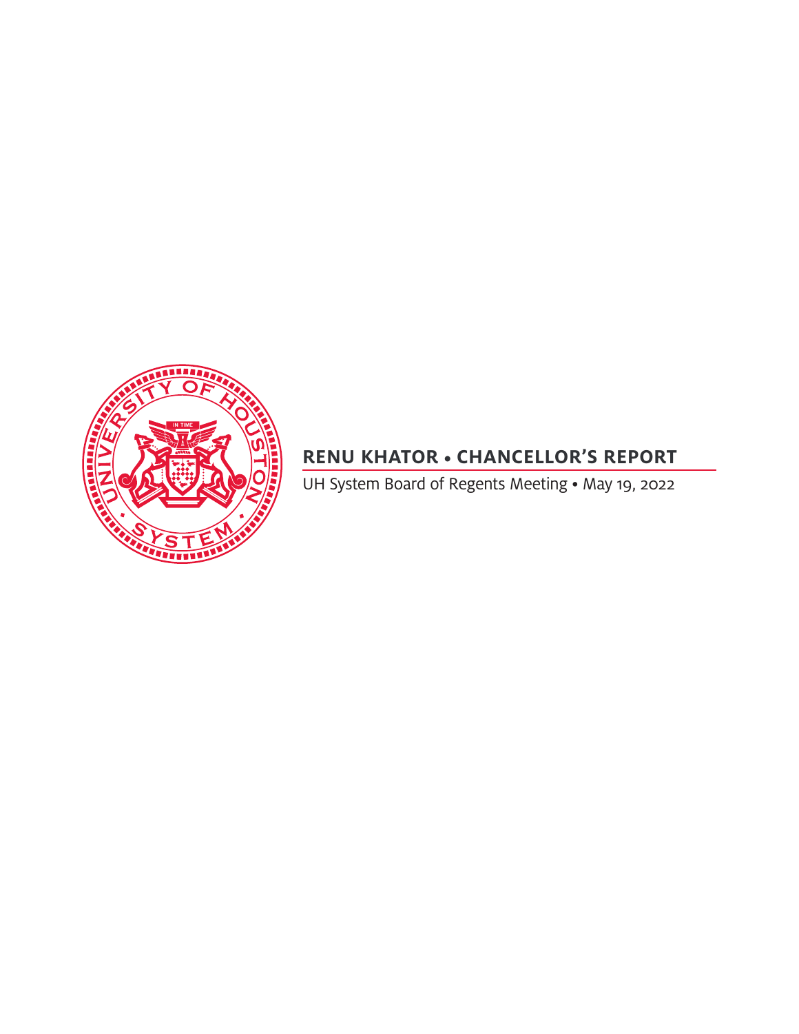# RENU KHATOR • CHANCELLOR'S REPORT

UH System Board of Regents Meeting • May 19, 2022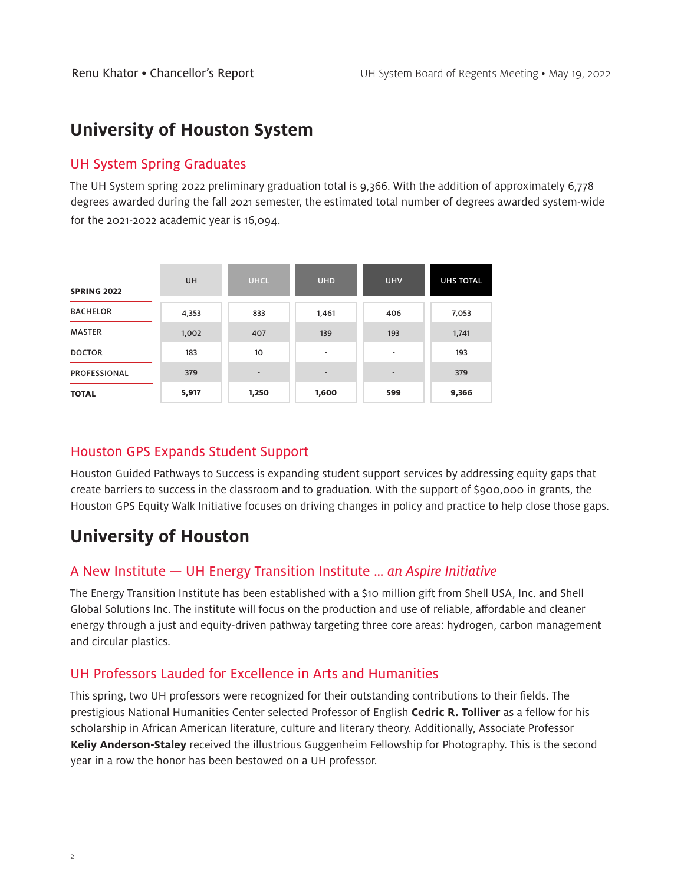# University of Houston System

## UH System Spring Graduates

The UH System spring 2022 preliminary graduation total is 9,366. With the addition of approximately 6,778 degrees awarded during the fall 2021 semester, the estimated total number of degrees awarded system-wide for the 2021-2022 academic year is 16,094.

| SPRING 2022 | UH | UHCL | UHD | UHV | UHS TOTAL |
|---|---|---|---|---|---|
| BACHELOR | 4,353 | 833 | 1,461 | 406 | 7,053 |
| MASTER | 1,002 | 407 | 139 | 193 | 1,741 |
| DOCTOR | 183 | 10 | - | - | 193 |
| PROFESSIONAL | 379 | - | - | - | 379 |
| **TOTAL** | **5,917** | **1,250** | **1,600** | **599** | **9,366** |

## Houston GPS Expands Student Support

Houston Guided Pathways to Success is expanding student support services by addressing equity gaps that create barriers to success in the classroom and to graduation. With the support of $900,000 in grants, the Houston GPS Equity Walk Initiative focuses on driving changes in policy and practice to help close those gaps.

# University of Houston

## A New Institute — UH Energy Transition Institute … *an Aspire Initiative*

The Energy Transition Institute has been established with a $10 million gift from Shell USA, Inc. and Shell Global Solutions Inc. The institute will focus on the production and use of reliable, affordable and cleaner energy through a just and equity-driven pathway targeting three core areas: hydrogen, carbon management and circular plastics.

## UH Professors Lauded for Excellence in Arts and Humanities

This spring, two UH professors were recognized for their outstanding contributions to their fields. The prestigious National Humanities Center selected Professor of English **Cedric R. Tolliver** as a fellow for his scholarship in African American literature, culture and literary theory. Additionally, Associate Professor **Keliy Anderson-Staley** received the illustrious Guggenheim Fellowship for Photography. This is the second year in a row the honor has been bestowed on a UH professor.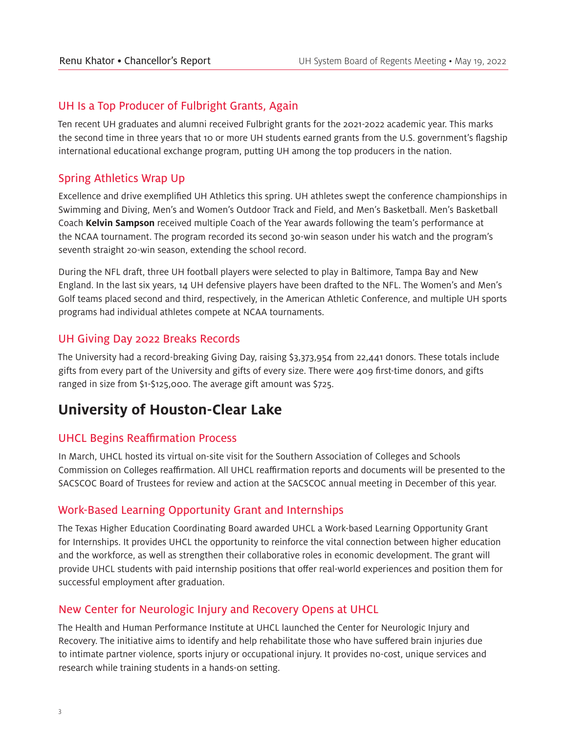### UH Is a Top Producer of Fulbright Grants, Again

Ten recent UH graduates and alumni received Fulbright grants for the 2021-2022 academic year. This marks the second time in three years that 10 or more UH students earned grants from the U.S. government's flagship international educational exchange program, putting UH among the top producers in the nation.

### Spring Athletics Wrap Up

Excellence and drive exemplified UH Athletics this spring. UH athletes swept the conference championships in Swimming and Diving, Men's and Women's Outdoor Track and Field, and Men's Basketball. Men's Basketball Coach **Kelvin Sampson** received multiple Coach of the Year awards following the team's performance at the NCAA tournament. The program recorded its second 30-win season under his watch and the program's seventh straight 20-win season, extending the school record.

During the NFL draft, three UH football players were selected to play in Baltimore, Tampa Bay and New England. In the last six years, 14 UH defensive players have been drafted to the NFL. The Women's and Men's Golf teams placed second and third, respectively, in the American Athletic Conference, and multiple UH sports programs had individual athletes compete at NCAA tournaments.

### UH Giving Day 2022 Breaks Records

The University had a record-breaking Giving Day, raising $3,373,954 from 22,441 donors. These totals include gifts from every part of the University and gifts of every size. There were 409 first-time donors, and gifts ranged in size from $1-$125,000. The average gift amount was $725.

## University of Houston-Clear Lake

### UHCL Begins Reaffirmation Process

In March, UHCL hosted its virtual on-site visit for the Southern Association of Colleges and Schools Commission on Colleges reaffirmation. All UHCL reaffirmation reports and documents will be presented to the SACSCOC Board of Trustees for review and action at the SACSCOC annual meeting in December of this year.

### Work-Based Learning Opportunity Grant and Internships

The Texas Higher Education Coordinating Board awarded UHCL a Work-based Learning Opportunity Grant for Internships. It provides UHCL the opportunity to reinforce the vital connection between higher education and the workforce, as well as strengthen their collaborative roles in economic development. The grant will provide UHCL students with paid internship positions that offer real-world experiences and position them for successful employment after graduation.

### New Center for Neurologic Injury and Recovery Opens at UHCL

The Health and Human Performance Institute at UHCL launched the Center for Neurologic Injury and Recovery. The initiative aims to identify and help rehabilitate those who have suffered brain injuries due to intimate partner violence, sports injury or occupational injury. It provides no-cost, unique services and research while training students in a hands-on setting.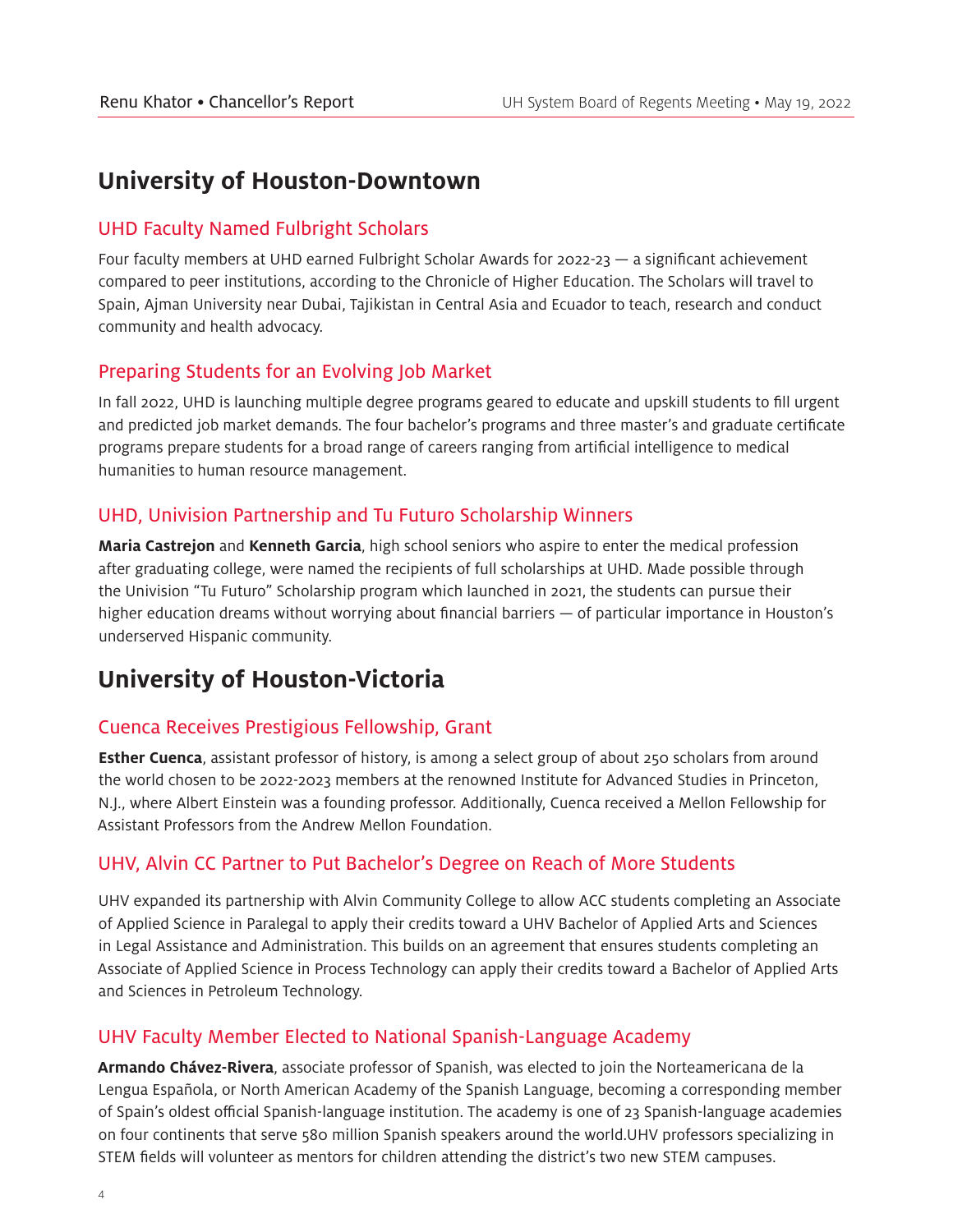## University of Houston-Downtown

### UHD Faculty Named Fulbright Scholars

Four faculty members at UHD earned Fulbright Scholar Awards for 2022-23 — a significant achievement compared to peer institutions, according to the Chronicle of Higher Education. The Scholars will travel to Spain, Ajman University near Dubai, Tajikistan in Central Asia and Ecuador to teach, research and conduct community and health advocacy.

### Preparing Students for an Evolving Job Market

In fall 2022, UHD is launching multiple degree programs geared to educate and upskill students to fill urgent and predicted job market demands. The four bachelor's programs and three master's and graduate certificate programs prepare students for a broad range of careers ranging from artificial intelligence to medical humanities to human resource management.

### UHD, Univision Partnership and Tu Futuro Scholarship Winners

**Maria Castrejon** and **Kenneth Garcia**, high school seniors who aspire to enter the medical profession after graduating college, were named the recipients of full scholarships at UHD. Made possible through the Univision "Tu Futuro" Scholarship program which launched in 2021, the students can pursue their higher education dreams without worrying about financial barriers — of particular importance in Houston's underserved Hispanic community.

## University of Houston-Victoria

### Cuenca Receives Prestigious Fellowship, Grant

**Esther Cuenca**, assistant professor of history, is among a select group of about 250 scholars from around the world chosen to be 2022-2023 members at the renowned Institute for Advanced Studies in Princeton, N.J., where Albert Einstein was a founding professor. Additionally, Cuenca received a Mellon Fellowship for Assistant Professors from the Andrew Mellon Foundation.

### UHV, Alvin CC Partner to Put Bachelor's Degree on Reach of More Students

UHV expanded its partnership with Alvin Community College to allow ACC students completing an Associate of Applied Science in Paralegal to apply their credits toward a UHV Bachelor of Applied Arts and Sciences in Legal Assistance and Administration. This builds on an agreement that ensures students completing an Associate of Applied Science in Process Technology can apply their credits toward a Bachelor of Applied Arts and Sciences in Petroleum Technology.

### UHV Faculty Member Elected to National Spanish-Language Academy

**Armando Chávez-Rivera**, associate professor of Spanish, was elected to join the Norteamericana de la Lengua Española, or North American Academy of the Spanish Language, becoming a corresponding member of Spain's oldest official Spanish-language institution. The academy is one of 23 Spanish-language academies on four continents that serve 580 million Spanish speakers around the world.UHV professors specializing in STEM fields will volunteer as mentors for children attending the district's two new STEM campuses.